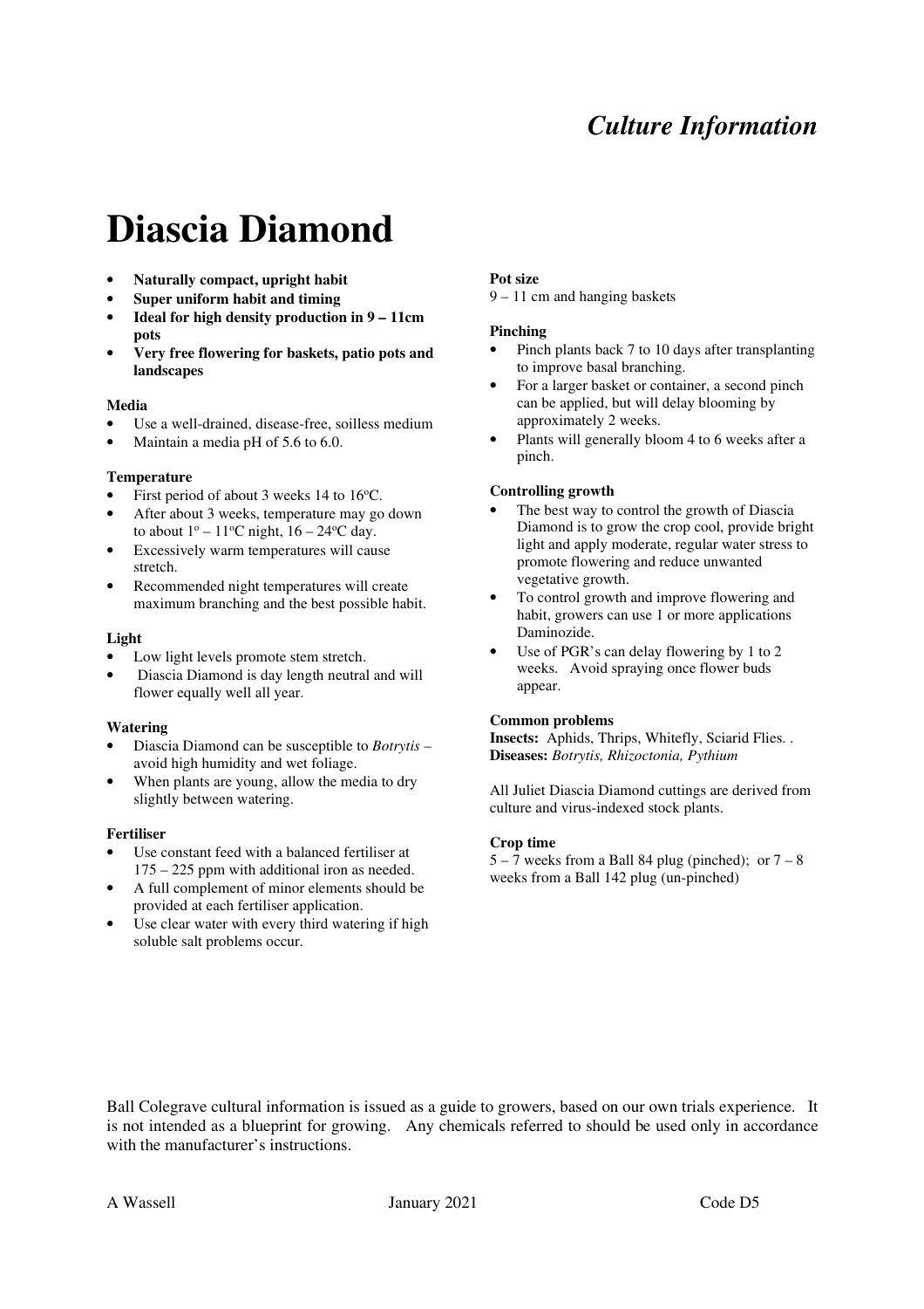*Culture Information*

# Diascia Diamond

- **Naturally compact, upright habit**
- **Super uniform habit and timing**
- **Ideal for high density production in 9 – 11cm pots**
- **Very free flowering for baskets, patio pots and landscapes**

**Media**

- Use a well-drained, disease-free, soilless medium
- Maintain a media pH of 5.6 to 6.0.

**Temperature**

- First period of about 3 weeks 14 to 16ºC.
- After about 3 weeks, temperature may go down to about 1º – 11ºC night, 16 – 24ºC day.
- Excessively warm temperatures will cause stretch.
- Recommended night temperatures will create maximum branching and the best possible habit.

**Light**

- Low light levels promote stem stretch.
- Diascia Diamond is day length neutral and will flower equally well all year.

**Watering**

- Diascia Diamond can be susceptible to *Botrytis* – avoid high humidity and wet foliage.
- When plants are young, allow the media to dry slightly between watering.

**Fertiliser**

- Use constant feed with a balanced fertiliser at 175 – 225 ppm with additional iron as needed.
- A full complement of minor elements should be provided at each fertiliser application.
- Use clear water with every third watering if high soluble salt problems occur.

**Pot size**

9 – 11 cm and hanging baskets

**Pinching**

- Pinch plants back 7 to 10 days after transplanting to improve basal branching.
- For a larger basket or container, a second pinch can be applied, but will delay blooming by approximately 2 weeks.
- Plants will generally bloom 4 to 6 weeks after a pinch.

**Controlling growth**

- The best way to control the growth of Diascia Diamond is to grow the crop cool, provide bright light and apply moderate, regular water stress to promote flowering and reduce unwanted vegetative growth.
- To control growth and improve flowering and habit, growers can use 1 or more applications Daminozide.
- Use of PGR's can delay flowering by 1 to 2 weeks. Avoid spraying once flower buds appear.

**Common problems**

**Insects:** Aphids, Thrips, Whitefly, Sciarid Flies. .
**Diseases:** *Botrytis, Rhizoctonia, Pythium*

All Juliet Diascia Diamond cuttings are derived from culture and virus-indexed stock plants.

**Crop time**

5 – 7 weeks from a Ball 84 plug (pinched); or 7 – 8 weeks from a Ball 142 plug (un-pinched)

Ball Colegrave cultural information is issued as a guide to growers, based on our own trials experience. It is not intended as a blueprint for growing. Any chemicals referred to should be used only in accordance with the manufacturer's instructions.

A Wassell January 2021 Code D5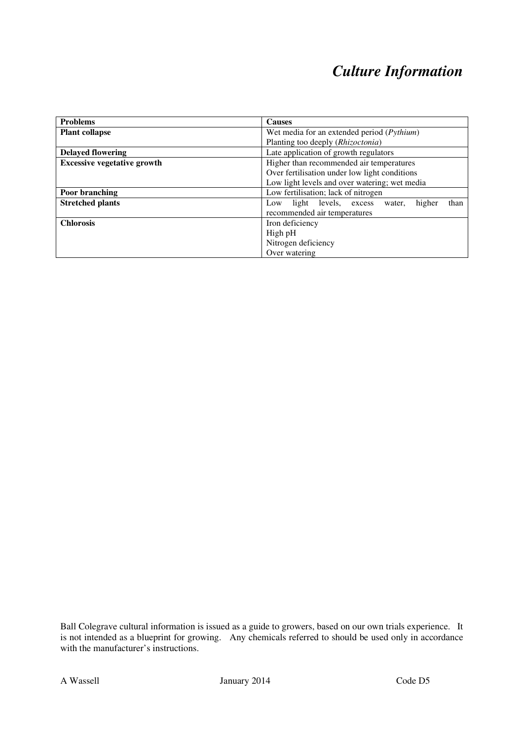# *Culture Information*

| Problems | Causes |
|---|---|
| **Plant collapse** | Wet media for an extended period (*Pythium*)<br>Planting too deeply (*Rhizoctonia*) |
| **Delayed flowering** | Late application of growth regulators |
| **Excessive vegetative growth** | Higher than recommended air temperatures<br>Over fertilisation under low light conditions<br>Low light levels and over watering; wet media |
| **Poor branching** | Low fertilisation; lack of nitrogen |
| **Stretched plants** | Low light levels, excess water, higher than recommended air temperatures |
| **Chlorosis** | Iron deficiency<br>High pH<br>Nitrogen deficiency<br>Over watering |

Ball Colegrave cultural information is issued as a guide to growers, based on our own trials experience. It is not intended as a blueprint for growing. Any chemicals referred to should be used only in accordance with the manufacturer's instructions.

A Wassell January 2014 Code D5